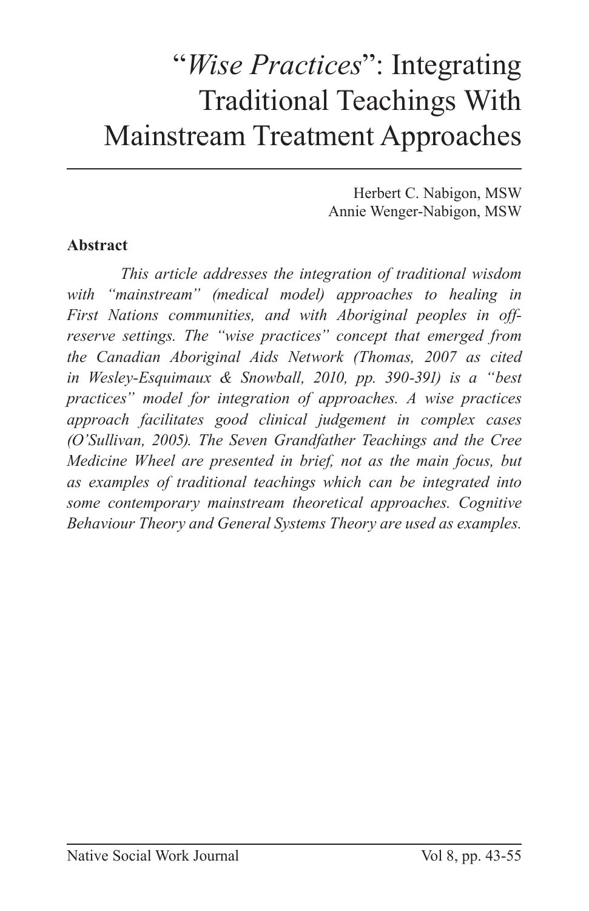# "*Wise Practices*": Integrating Traditional Teachings With Mainstream Treatment Approaches

Herbert C. Nabigon, MSW
Annie Wenger-Nabigon, MSW

**Abstract**

*This article addresses the integration of traditional wisdom with "mainstream" (medical model) approaches to healing in First Nations communities, and with Aboriginal peoples in off-reserve settings. The "wise practices" concept that emerged from the Canadian Aboriginal Aids Network (Thomas, 2007 as cited in Wesley-Esquimaux & Snowball, 2010, pp. 390-391) is a "best practices" model for integration of approaches. A wise practices approach facilitates good clinical judgement in complex cases (O'Sullivan, 2005). The Seven Grandfather Teachings and the Cree Medicine Wheel are presented in brief, not as the main focus, but as examples of traditional teachings which can be integrated into some contemporary mainstream theoretical approaches. Cognitive Behaviour Theory and General Systems Theory are used as examples.*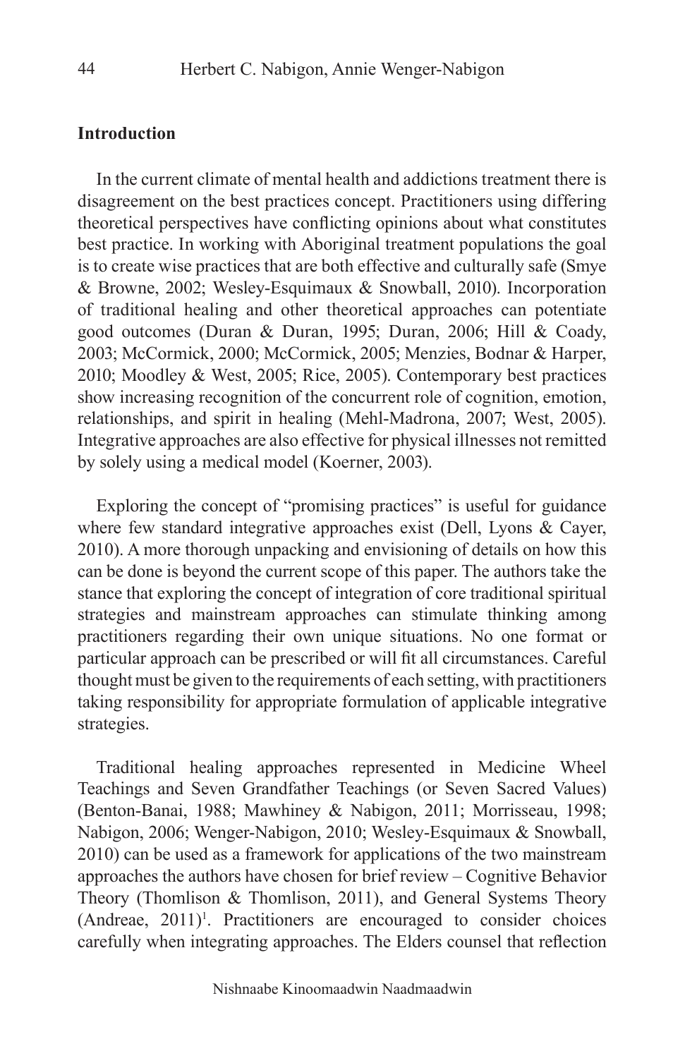## Introduction

In the current climate of mental health and addictions treatment there is disagreement on the best practices concept. Practitioners using differing theoretical perspectives have conflicting opinions about what constitutes best practice. In working with Aboriginal treatment populations the goal is to create wise practices that are both effective and culturally safe (Smye & Browne, 2002; Wesley-Esquimaux & Snowball, 2010). Incorporation of traditional healing and other theoretical approaches can potentiate good outcomes (Duran & Duran, 1995; Duran, 2006; Hill & Coady, 2003; McCormick, 2000; McCormick, 2005; Menzies, Bodnar & Harper, 2010; Moodley & West, 2005; Rice, 2005). Contemporary best practices show increasing recognition of the concurrent role of cognition, emotion, relationships, and spirit in healing (Mehl-Madrona, 2007; West, 2005). Integrative approaches are also effective for physical illnesses not remitted by solely using a medical model (Koerner, 2003).

Exploring the concept of "promising practices" is useful for guidance where few standard integrative approaches exist (Dell, Lyons & Cayer, 2010). A more thorough unpacking and envisioning of details on how this can be done is beyond the current scope of this paper. The authors take the stance that exploring the concept of integration of core traditional spiritual strategies and mainstream approaches can stimulate thinking among practitioners regarding their own unique situations. No one format or particular approach can be prescribed or will fit all circumstances. Careful thought must be given to the requirements of each setting, with practitioners taking responsibility for appropriate formulation of applicable integrative strategies.

Traditional healing approaches represented in Medicine Wheel Teachings and Seven Grandfather Teachings (or Seven Sacred Values) (Benton-Banai, 1988; Mawhiney & Nabigon, 2011; Morrisseau, 1998; Nabigon, 2006; Wenger-Nabigon, 2010; Wesley-Esquimaux & Snowball, 2010) can be used as a framework for applications of the two mainstream approaches the authors have chosen for brief review – Cognitive Behavior Theory (Thomlison & Thomlison, 2011), and General Systems Theory (Andreae, 2011)[1]. Practitioners are encouraged to consider choices carefully when integrating approaches. The Elders counsel that reflection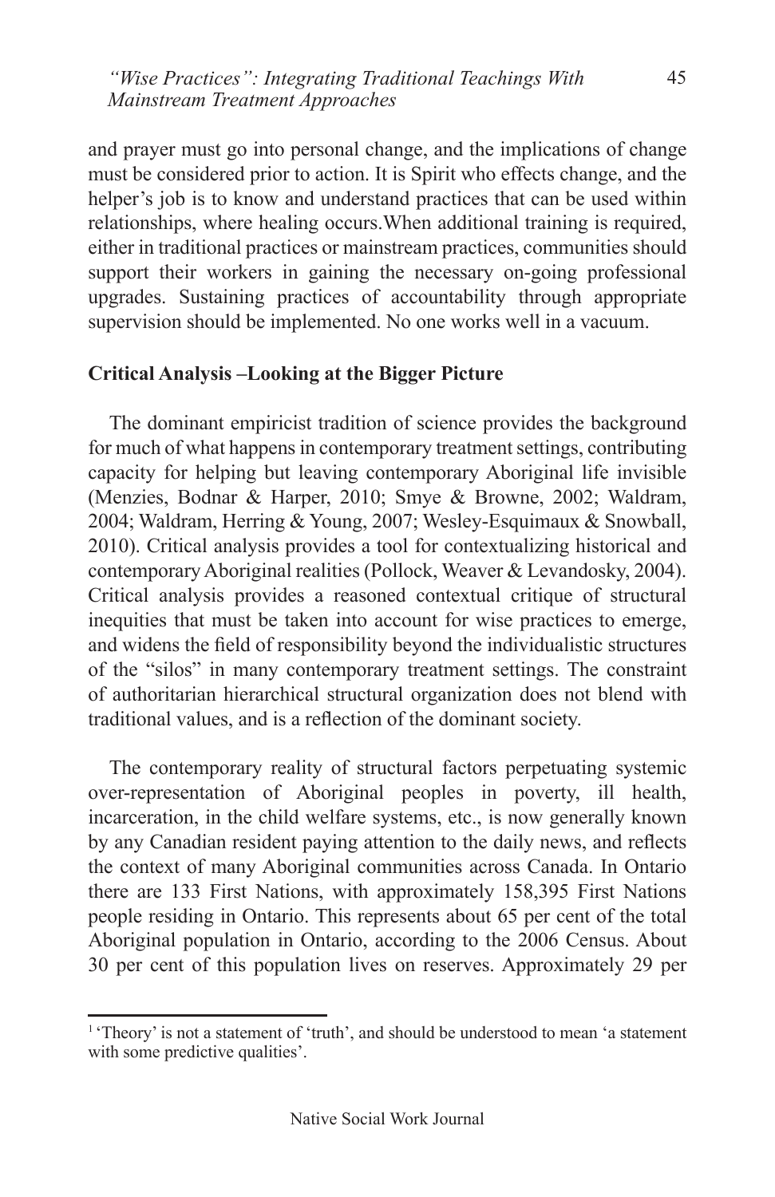and prayer must go into personal change, and the implications of change must be considered prior to action. It is Spirit who effects change, and the helper's job is to know and understand practices that can be used within relationships, where healing occurs.When additional training is required, either in traditional practices or mainstream practices, communities should support their workers in gaining the necessary on-going professional upgrades. Sustaining practices of accountability through appropriate supervision should be implemented. No one works well in a vacuum.

**Critical Analysis –Looking at the Bigger Picture**

The dominant empiricist tradition of science provides the background for much of what happens in contemporary treatment settings, contributing capacity for helping but leaving contemporary Aboriginal life invisible (Menzies, Bodnar & Harper, 2010; Smye & Browne, 2002; Waldram, 2004; Waldram, Herring & Young, 2007; Wesley-Esquimaux & Snowball, 2010). Critical analysis provides a tool for contextualizing historical and contemporary Aboriginal realities (Pollock, Weaver & Levandosky, 2004). Critical analysis provides a reasoned contextual critique of structural inequities that must be taken into account for wise practices to emerge, and widens the field of responsibility beyond the individualistic structures of the "silos" in many contemporary treatment settings. The constraint of authoritarian hierarchical structural organization does not blend with traditional values, and is a reflection of the dominant society.

The contemporary reality of structural factors perpetuating systemic over-representation of Aboriginal peoples in poverty, ill health, incarceration, in the child welfare systems, etc., is now generally known by any Canadian resident paying attention to the daily news, and reflects the context of many Aboriginal communities across Canada. In Ontario there are 133 First Nations, with approximately 158,395 First Nations people residing in Ontario. This represents about 65 per cent of the total Aboriginal population in Ontario, according to the 2006 Census. About 30 per cent of this population lives on reserves. Approximately 29 per

[1] 'Theory' is not a statement of 'truth', and should be understood to mean 'a statement with some predictive qualities'.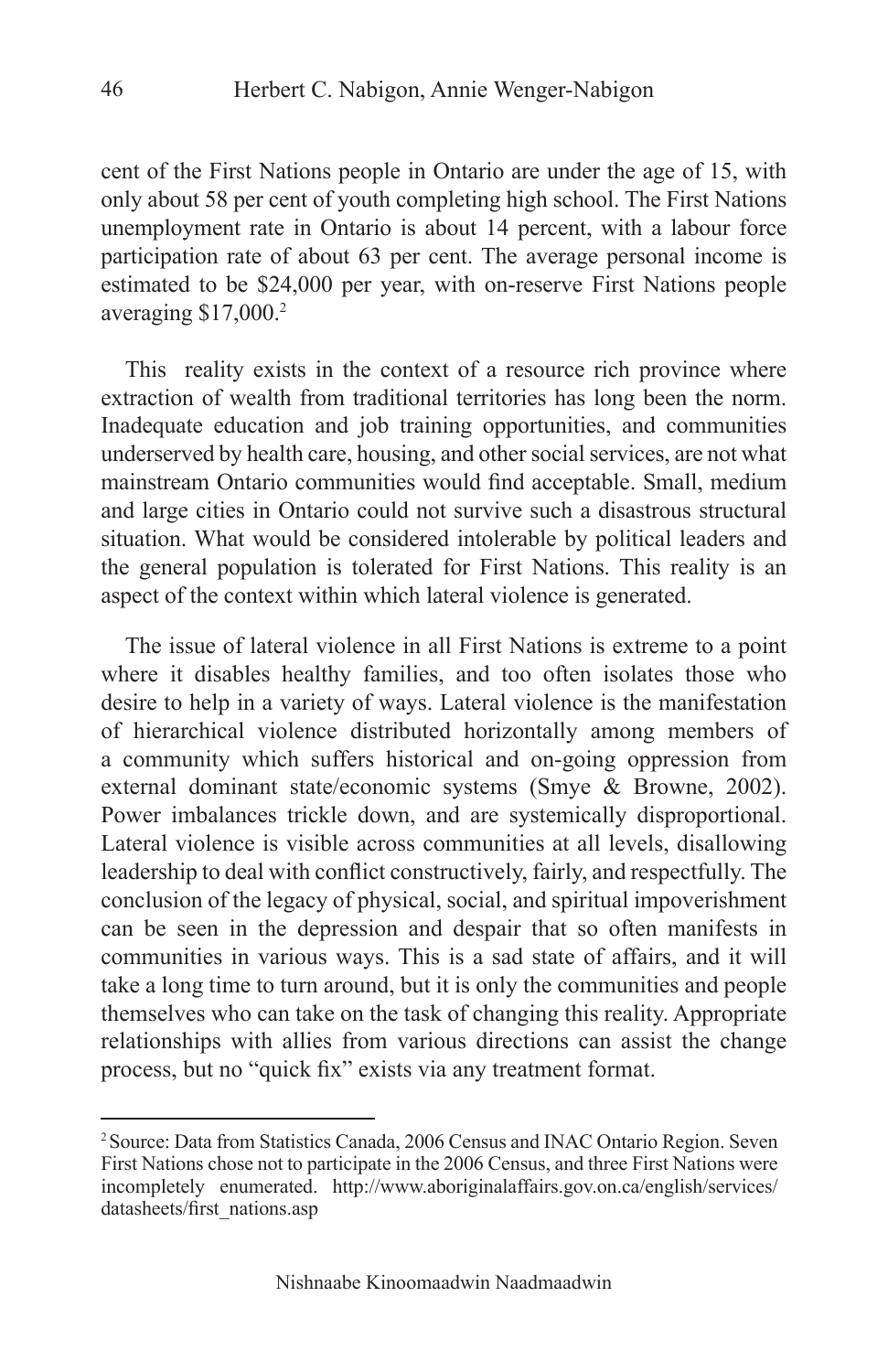cent of the First Nations people in Ontario are under the age of 15, with only about 58 per cent of youth completing high school. The First Nations unemployment rate in Ontario is about 14 percent, with a labour force participation rate of about 63 per cent. The average personal income is estimated to be $24,000 per year, with on-reserve First Nations people averaging $17,000.[2]

This reality exists in the context of a resource rich province where extraction of wealth from traditional territories has long been the norm. Inadequate education and job training opportunities, and communities underserved by health care, housing, and other social services, are not what mainstream Ontario communities would find acceptable. Small, medium and large cities in Ontario could not survive such a disastrous structural situation. What would be considered intolerable by political leaders and the general population is tolerated for First Nations. This reality is an aspect of the context within which lateral violence is generated.

The issue of lateral violence in all First Nations is extreme to a point where it disables healthy families, and too often isolates those who desire to help in a variety of ways. Lateral violence is the manifestation of hierarchical violence distributed horizontally among members of a community which suffers historical and on-going oppression from external dominant state/economic systems (Smye & Browne, 2002). Power imbalances trickle down, and are systemically disproportional. Lateral violence is visible across communities at all levels, disallowing leadership to deal with conflict constructively, fairly, and respectfully. The conclusion of the legacy of physical, social, and spiritual impoverishment can be seen in the depression and despair that so often manifests in communities in various ways. This is a sad state of affairs, and it will take a long time to turn around, but it is only the communities and people themselves who can take on the task of changing this reality. Appropriate relationships with allies from various directions can assist the change process, but no "quick fix" exists via any treatment format.

---

[2] Source: Data from Statistics Canada, 2006 Census and INAC Ontario Region. Seven First Nations chose not to participate in the 2006 Census, and three First Nations were incompletely enumerated. http://www.aboriginalaffairs.gov.on.ca/english/services/datasheets/first_nations.asp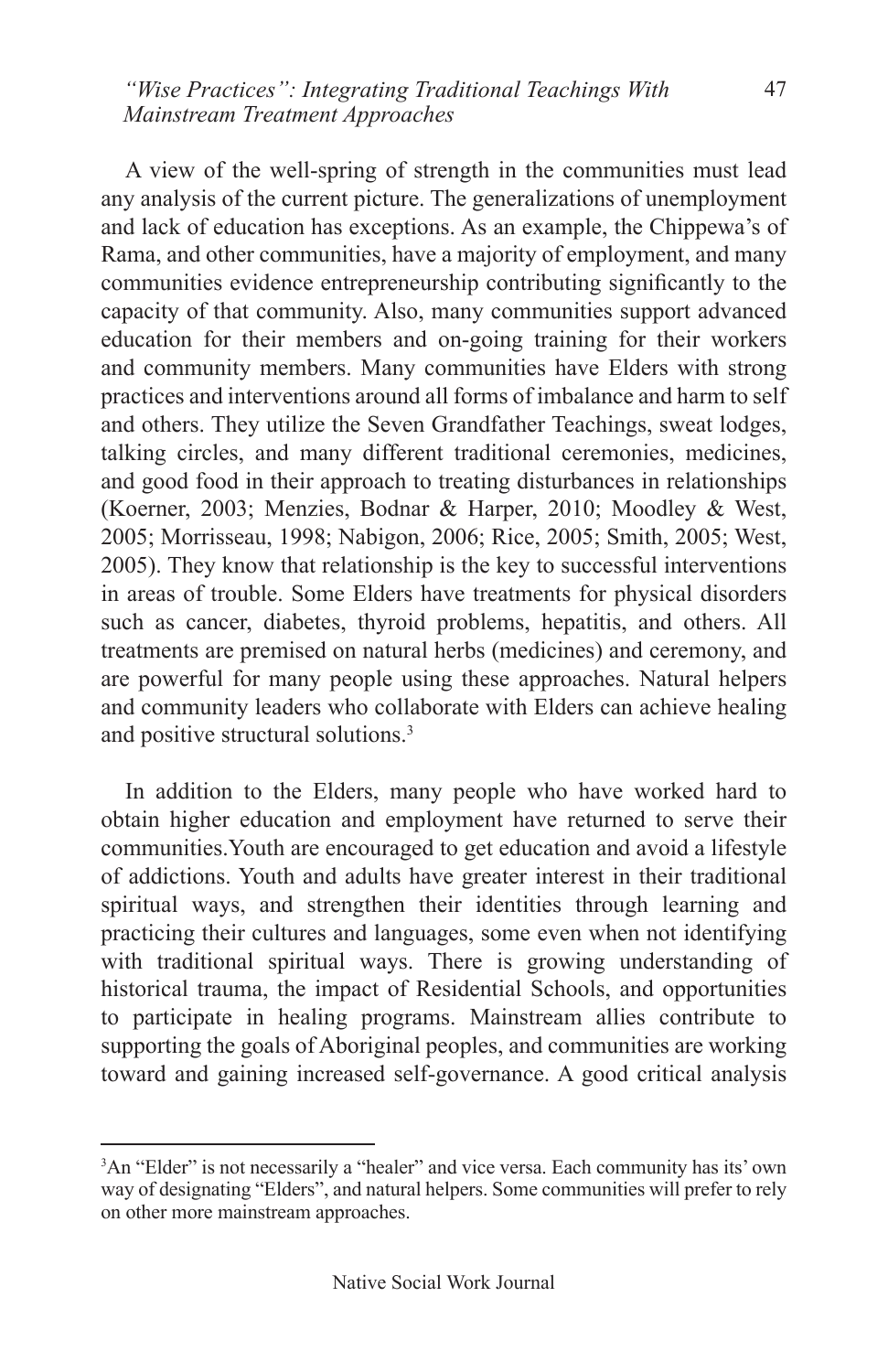A view of the well-spring of strength in the communities must lead any analysis of the current picture. The generalizations of unemployment and lack of education has exceptions. As an example, the Chippewa's of Rama, and other communities, have a majority of employment, and many communities evidence entrepreneurship contributing significantly to the capacity of that community. Also, many communities support advanced education for their members and on-going training for their workers and community members. Many communities have Elders with strong practices and interventions around all forms of imbalance and harm to self and others. They utilize the Seven Grandfather Teachings, sweat lodges, talking circles, and many different traditional ceremonies, medicines, and good food in their approach to treating disturbances in relationships (Koerner, 2003; Menzies, Bodnar & Harper, 2010; Moodley & West, 2005; Morrisseau, 1998; Nabigon, 2006; Rice, 2005; Smith, 2005; West, 2005). They know that relationship is the key to successful interventions in areas of trouble. Some Elders have treatments for physical disorders such as cancer, diabetes, thyroid problems, hepatitis, and others. All treatments are premised on natural herbs (medicines) and ceremony, and are powerful for many people using these approaches. Natural helpers and community leaders who collaborate with Elders can achieve healing and positive structural solutions.[3]

In addition to the Elders, many people who have worked hard to obtain higher education and employment have returned to serve their communities.Youth are encouraged to get education and avoid a lifestyle of addictions. Youth and adults have greater interest in their traditional spiritual ways, and strengthen their identities through learning and practicing their cultures and languages, some even when not identifying with traditional spiritual ways. There is growing understanding of historical trauma, the impact of Residential Schools, and opportunities to participate in healing programs. Mainstream allies contribute to supporting the goals of Aboriginal peoples, and communities are working toward and gaining increased self-governance. A good critical analysis

---

[3] An "Elder" is not necessarily a "healer" and vice versa. Each community has its' own way of designating "Elders", and natural helpers. Some communities will prefer to rely on other more mainstream approaches.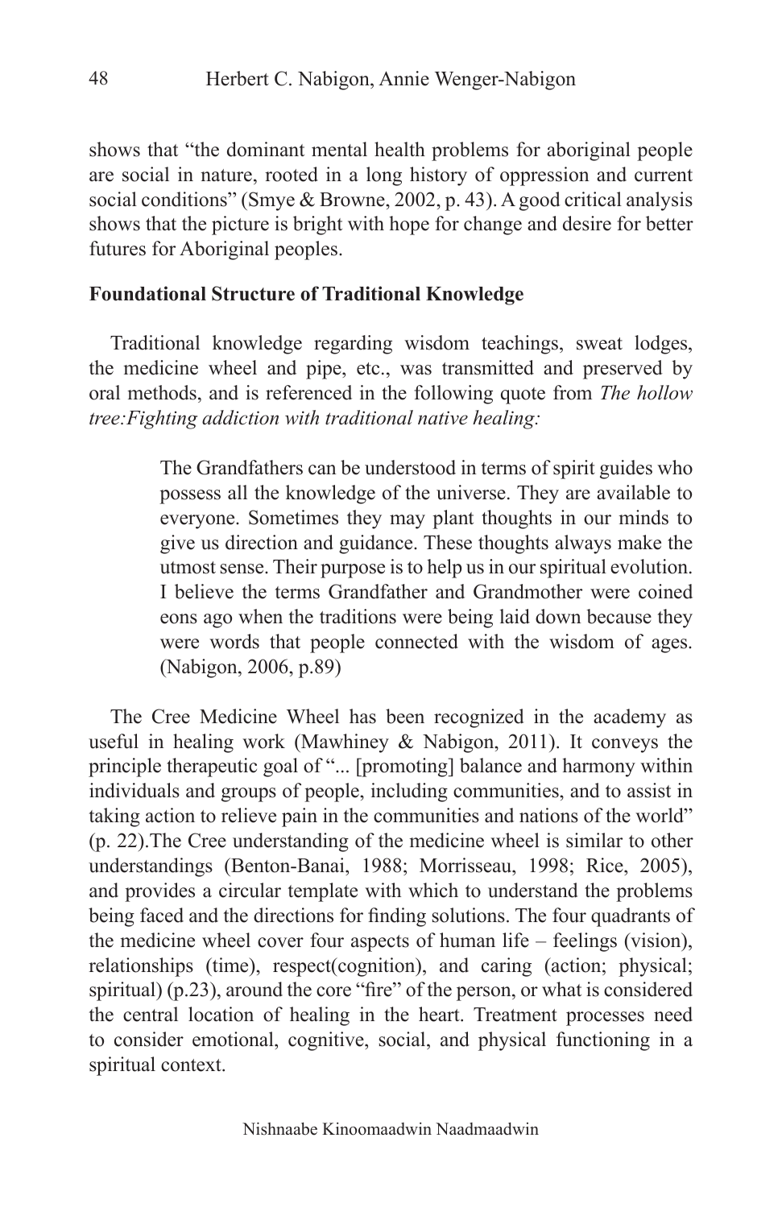shows that "the dominant mental health problems for aboriginal people are social in nature, rooted in a long history of oppression and current social conditions" (Smye & Browne, 2002, p. 43). A good critical analysis shows that the picture is bright with hope for change and desire for better futures for Aboriginal peoples.

**Foundational Structure of Traditional Knowledge**

Traditional knowledge regarding wisdom teachings, sweat lodges, the medicine wheel and pipe, etc., was transmitted and preserved by oral methods, and is referenced in the following quote from *The hollow tree:Fighting addiction with traditional native healing:*

> The Grandfathers can be understood in terms of spirit guides who possess all the knowledge of the universe. They are available to everyone. Sometimes they may plant thoughts in our minds to give us direction and guidance. These thoughts always make the utmost sense. Their purpose is to help us in our spiritual evolution. I believe the terms Grandfather and Grandmother were coined eons ago when the traditions were being laid down because they were words that people connected with the wisdom of ages. (Nabigon, 2006, p.89)

The Cree Medicine Wheel has been recognized in the academy as useful in healing work (Mawhiney & Nabigon, 2011). It conveys the principle therapeutic goal of "... [promoting] balance and harmony within individuals and groups of people, including communities, and to assist in taking action to relieve pain in the communities and nations of the world" (p. 22).The Cree understanding of the medicine wheel is similar to other understandings (Benton-Banai, 1988; Morrisseau, 1998; Rice, 2005), and provides a circular template with which to understand the problems being faced and the directions for finding solutions. The four quadrants of the medicine wheel cover four aspects of human life – feelings (vision), relationships (time), respect(cognition), and caring (action; physical; spiritual) (p.23), around the core "fire" of the person, or what is considered the central location of healing in the heart. Treatment processes need to consider emotional, cognitive, social, and physical functioning in a spiritual context.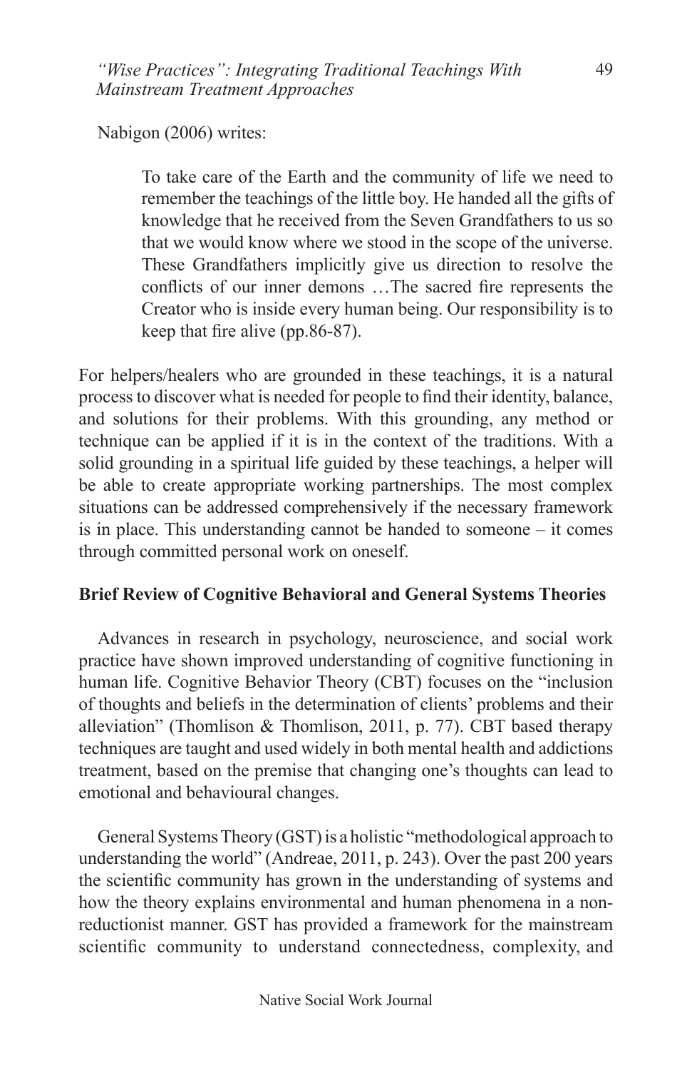Nabigon (2006) writes:

> To take care of the Earth and the community of life we need to remember the teachings of the little boy. He handed all the gifts of knowledge that he received from the Seven Grandfathers to us so that we would know where we stood in the scope of the universe. These Grandfathers implicitly give us direction to resolve the conflicts of our inner demons …The sacred fire represents the Creator who is inside every human being. Our responsibility is to keep that fire alive (pp.86-87).

For helpers/healers who are grounded in these teachings, it is a natural process to discover what is needed for people to find their identity, balance, and solutions for their problems. With this grounding, any method or technique can be applied if it is in the context of the traditions. With a solid grounding in a spiritual life guided by these teachings, a helper will be able to create appropriate working partnerships. The most complex situations can be addressed comprehensively if the necessary framework is in place. This understanding cannot be handed to someone – it comes through committed personal work on oneself.

**Brief Review of Cognitive Behavioral and General Systems Theories**

Advances in research in psychology, neuroscience, and social work practice have shown improved understanding of cognitive functioning in human life. Cognitive Behavior Theory (CBT) focuses on the "inclusion of thoughts and beliefs in the determination of clients' problems and their alleviation" (Thomlison & Thomlison, 2011, p. 77). CBT based therapy techniques are taught and used widely in both mental health and addictions treatment, based on the premise that changing one's thoughts can lead to emotional and behavioural changes.

General Systems Theory (GST) is a holistic "methodological approach to understanding the world" (Andreae, 2011, p. 243). Over the past 200 years the scientific community has grown in the understanding of systems and how the theory explains environmental and human phenomena in a non-reductionist manner. GST has provided a framework for the mainstream scientific community to understand connectedness, complexity, and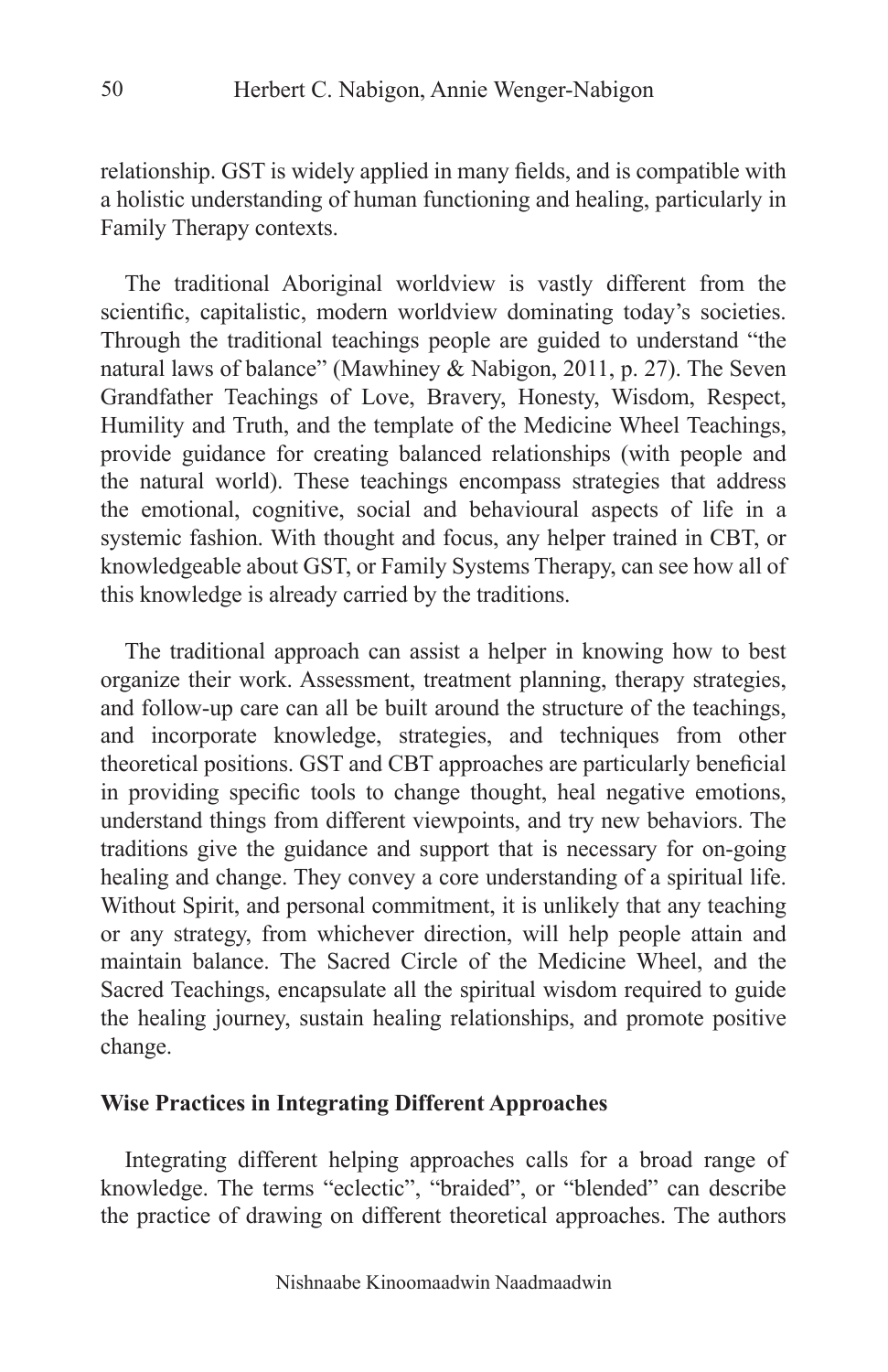relationship. GST is widely applied in many fields, and is compatible with a holistic understanding of human functioning and healing, particularly in Family Therapy contexts.

The traditional Aboriginal worldview is vastly different from the scientific, capitalistic, modern worldview dominating today's societies. Through the traditional teachings people are guided to understand "the natural laws of balance" (Mawhiney & Nabigon, 2011, p. 27). The Seven Grandfather Teachings of Love, Bravery, Honesty, Wisdom, Respect, Humility and Truth, and the template of the Medicine Wheel Teachings, provide guidance for creating balanced relationships (with people and the natural world). These teachings encompass strategies that address the emotional, cognitive, social and behavioural aspects of life in a systemic fashion. With thought and focus, any helper trained in CBT, or knowledgeable about GST, or Family Systems Therapy, can see how all of this knowledge is already carried by the traditions.

The traditional approach can assist a helper in knowing how to best organize their work. Assessment, treatment planning, therapy strategies, and follow-up care can all be built around the structure of the teachings, and incorporate knowledge, strategies, and techniques from other theoretical positions. GST and CBT approaches are particularly beneficial in providing specific tools to change thought, heal negative emotions, understand things from different viewpoints, and try new behaviors. The traditions give the guidance and support that is necessary for on-going healing and change. They convey a core understanding of a spiritual life. Without Spirit, and personal commitment, it is unlikely that any teaching or any strategy, from whichever direction, will help people attain and maintain balance. The Sacred Circle of the Medicine Wheel, and the Sacred Teachings, encapsulate all the spiritual wisdom required to guide the healing journey, sustain healing relationships, and promote positive change.

**Wise Practices in Integrating Different Approaches**

Integrating different helping approaches calls for a broad range of knowledge. The terms "eclectic", "braided", or "blended" can describe the practice of drawing on different theoretical approaches. The authors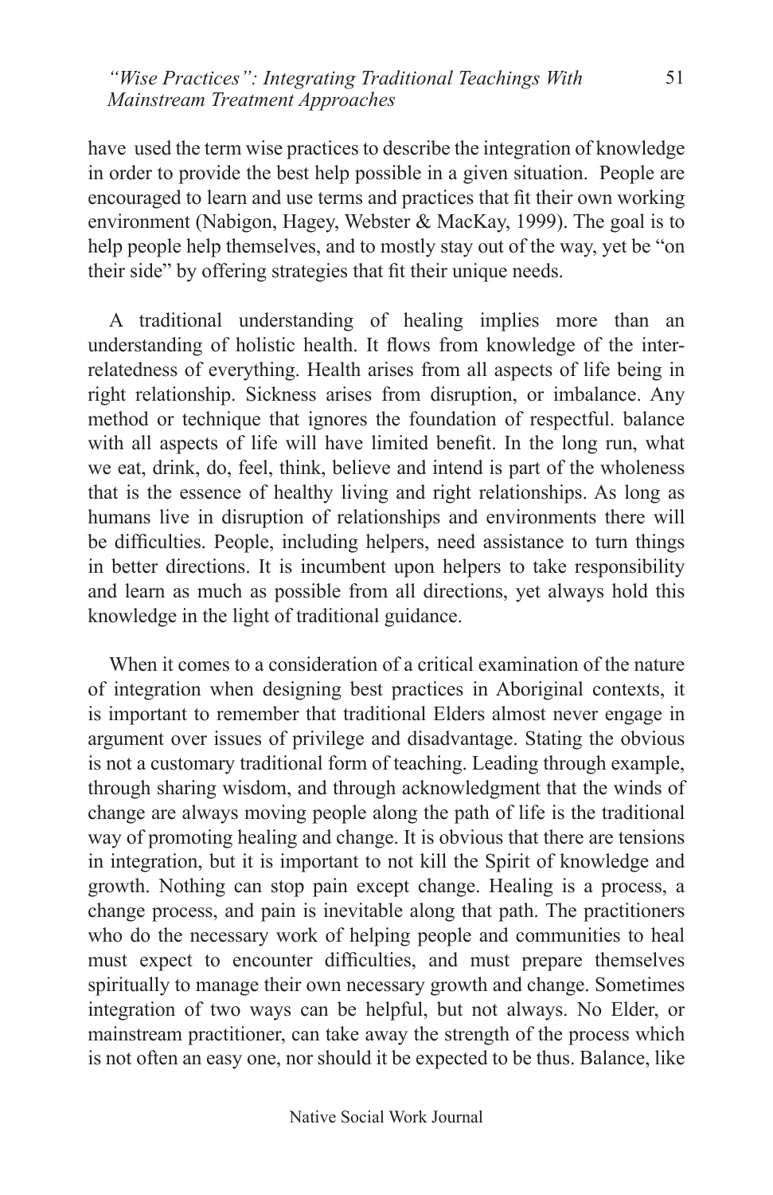have used the term wise practices to describe the integration of knowledge in order to provide the best help possible in a given situation. People are encouraged to learn and use terms and practices that fit their own working environment (Nabigon, Hagey, Webster & MacKay, 1999). The goal is to help people help themselves, and to mostly stay out of the way, yet be "on their side" by offering strategies that fit their unique needs.

A traditional understanding of healing implies more than an understanding of holistic health. It flows from knowledge of the inter-relatedness of everything. Health arises from all aspects of life being in right relationship. Sickness arises from disruption, or imbalance. Any method or technique that ignores the foundation of respectful. balance with all aspects of life will have limited benefit. In the long run, what we eat, drink, do, feel, think, believe and intend is part of the wholeness that is the essence of healthy living and right relationships. As long as humans live in disruption of relationships and environments there will be difficulties. People, including helpers, need assistance to turn things in better directions. It is incumbent upon helpers to take responsibility and learn as much as possible from all directions, yet always hold this knowledge in the light of traditional guidance.

When it comes to a consideration of a critical examination of the nature of integration when designing best practices in Aboriginal contexts, it is important to remember that traditional Elders almost never engage in argument over issues of privilege and disadvantage. Stating the obvious is not a customary traditional form of teaching. Leading through example, through sharing wisdom, and through acknowledgment that the winds of change are always moving people along the path of life is the traditional way of promoting healing and change. It is obvious that there are tensions in integration, but it is important to not kill the Spirit of knowledge and growth. Nothing can stop pain except change. Healing is a process, a change process, and pain is inevitable along that path. The practitioners who do the necessary work of helping people and communities to heal must expect to encounter difficulties, and must prepare themselves spiritually to manage their own necessary growth and change. Sometimes integration of two ways can be helpful, but not always. No Elder, or mainstream practitioner, can take away the strength of the process which is not often an easy one, nor should it be expected to be thus. Balance, like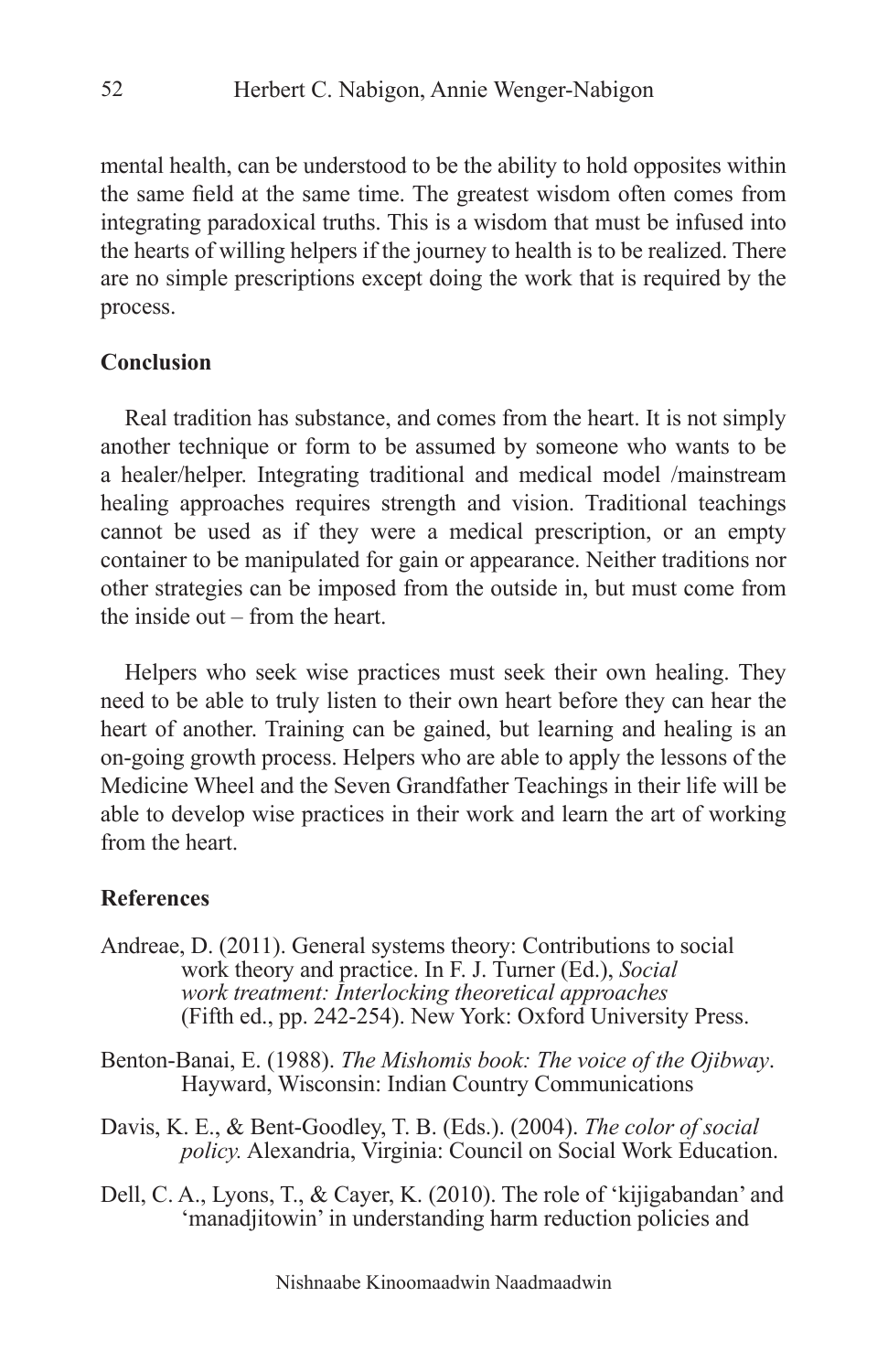mental health, can be understood to be the ability to hold opposites within the same field at the same time. The greatest wisdom often comes from integrating paradoxical truths. This is a wisdom that must be infused into the hearts of willing helpers if the journey to health is to be realized. There are no simple prescriptions except doing the work that is required by the process.

## Conclusion

Real tradition has substance, and comes from the heart. It is not simply another technique or form to be assumed by someone who wants to be a healer/helper. Integrating traditional and medical model /mainstream healing approaches requires strength and vision. Traditional teachings cannot be used as if they were a medical prescription, or an empty container to be manipulated for gain or appearance. Neither traditions nor other strategies can be imposed from the outside in, but must come from the inside out – from the heart.

Helpers who seek wise practices must seek their own healing. They need to be able to truly listen to their own heart before they can hear the heart of another. Training can be gained, but learning and healing is an on-going growth process. Helpers who are able to apply the lessons of the Medicine Wheel and the Seven Grandfather Teachings in their life will be able to develop wise practices in their work and learn the art of working from the heart.

## References

Andreae, D. (2011). General systems theory: Contributions to social work theory and practice. In F. J. Turner (Ed.), *Social work treatment: Interlocking theoretical approaches* (Fifth ed., pp. 242-254). New York: Oxford University Press.

Benton-Banai, E. (1988). *The Mishomis book: The voice of the Ojibway*. Hayward, Wisconsin: Indian Country Communications

Davis, K. E., & Bent-Goodley, T. B. (Eds.). (2004). *The color of social policy.* Alexandria, Virginia: Council on Social Work Education.

Dell, C. A., Lyons, T., & Cayer, K. (2010). The role of 'kijigabandan' and 'manadjitowin' in understanding harm reduction policies and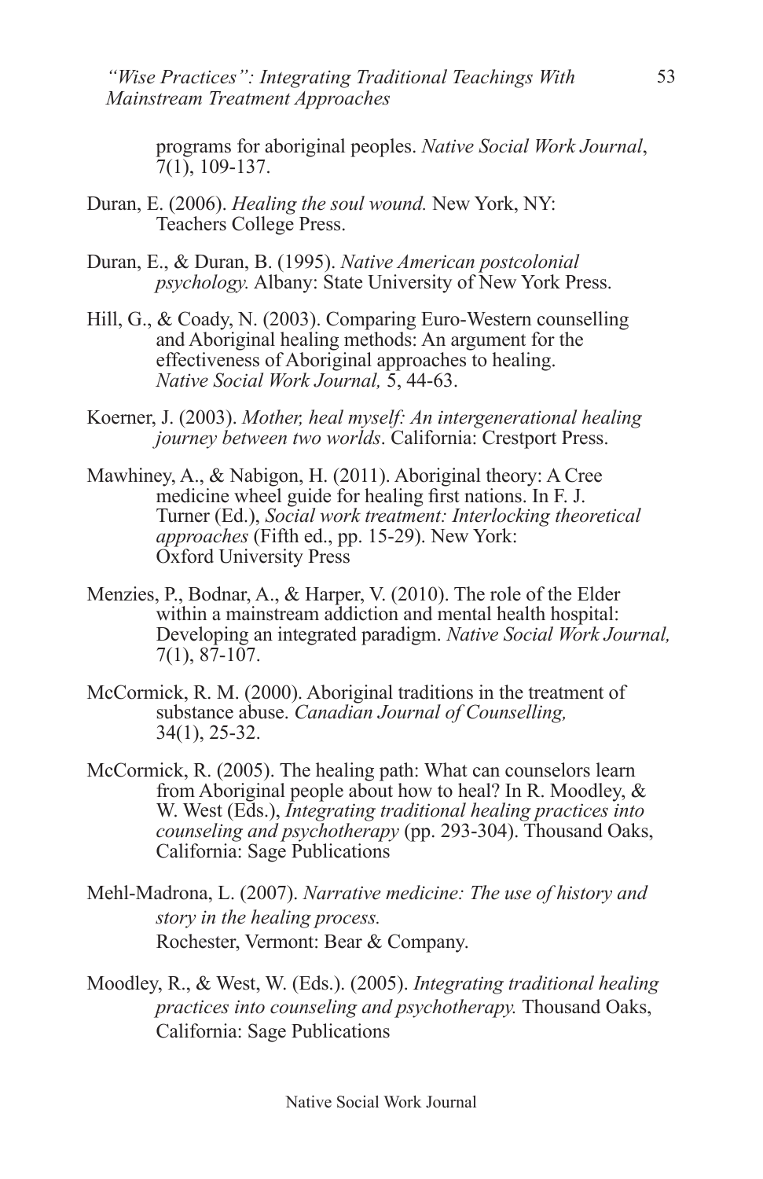programs for aboriginal peoples. *Native Social Work Journal*, 7(1), 109-137.

Duran, E. (2006). *Healing the soul wound.* New York, NY: Teachers College Press.

Duran, E., & Duran, B. (1995). *Native American postcolonial psychology.* Albany: State University of New York Press.

Hill, G., & Coady, N. (2003). Comparing Euro-Western counselling and Aboriginal healing methods: An argument for the effectiveness of Aboriginal approaches to healing. *Native Social Work Journal,* 5, 44-63.

Koerner, J. (2003). *Mother, heal myself: An intergenerational healing journey between two worlds*. California: Crestport Press.

Mawhiney, A., & Nabigon, H. (2011). Aboriginal theory: A Cree medicine wheel guide for healing first nations. In F. J. Turner (Ed.), *Social work treatment: Interlocking theoretical approaches* (Fifth ed., pp. 15-29). New York: Oxford University Press

Menzies, P., Bodnar, A., & Harper, V. (2010). The role of the Elder within a mainstream addiction and mental health hospital: Developing an integrated paradigm. *Native Social Work Journal,* 7(1), 87-107.

McCormick, R. M. (2000). Aboriginal traditions in the treatment of substance abuse. *Canadian Journal of Counselling,* 34(1), 25-32.

McCormick, R. (2005). The healing path: What can counselors learn from Aboriginal people about how to heal? In R. Moodley, & W. West (Eds.), *Integrating traditional healing practices into counseling and psychotherapy* (pp. 293-304). Thousand Oaks, California: Sage Publications

Mehl-Madrona, L. (2007). *Narrative medicine: The use of history and story in the healing process.* Rochester, Vermont: Bear & Company.

Moodley, R., & West, W. (Eds.). (2005). *Integrating traditional healing practices into counseling and psychotherapy.* Thousand Oaks, California: Sage Publications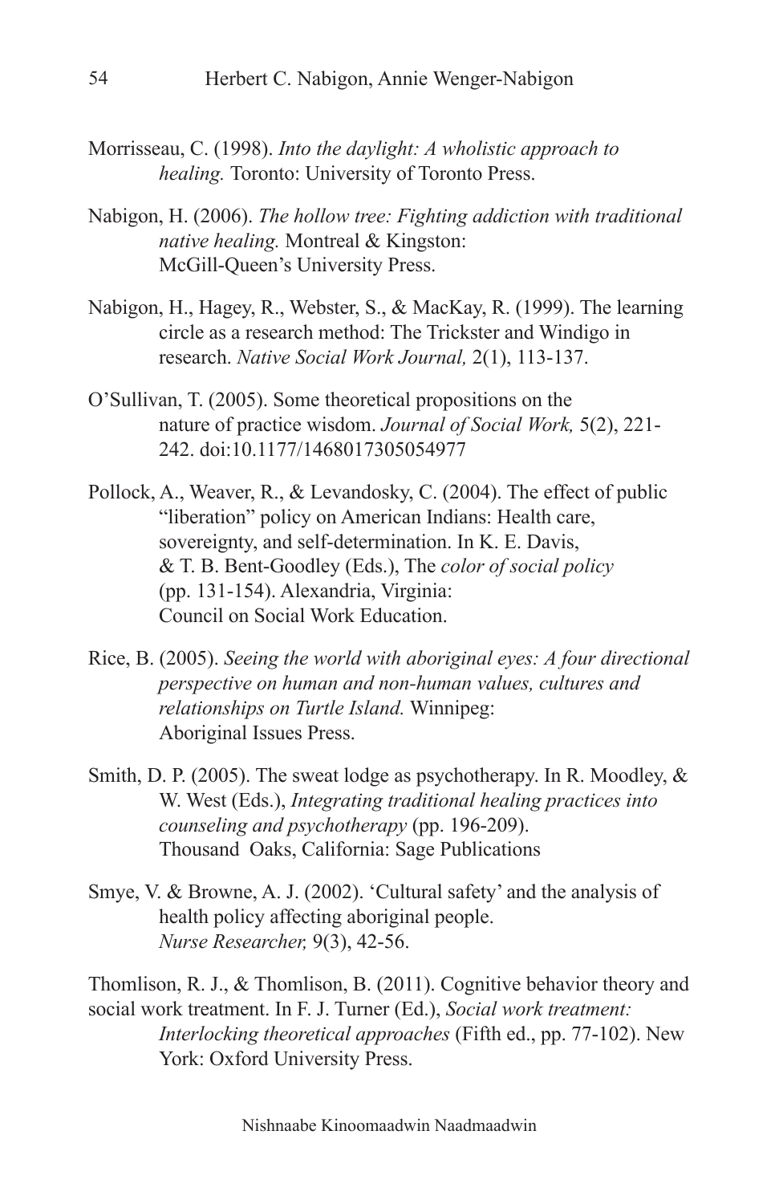Morrisseau, C. (1998). *Into the daylight: A wholistic approach to healing.* Toronto: University of Toronto Press.

Nabigon, H. (2006). *The hollow tree: Fighting addiction with traditional native healing.* Montreal & Kingston: McGill-Queen's University Press.

Nabigon, H., Hagey, R., Webster, S., & MacKay, R. (1999). The learning circle as a research method: The Trickster and Windigo in research. *Native Social Work Journal,* 2(1), 113-137.

O'Sullivan, T. (2005). Some theoretical propositions on the nature of practice wisdom. *Journal of Social Work,* 5(2), 221-242. doi:10.1177/1468017305054977

Pollock, A., Weaver, R., & Levandosky, C. (2004). The effect of public "liberation" policy on American Indians: Health care, sovereignty, and self-determination. In K. E. Davis, & T. B. Bent-Goodley (Eds.), The *color of social policy* (pp. 131-154). Alexandria, Virginia: Council on Social Work Education.

Rice, B. (2005). *Seeing the world with aboriginal eyes: A four directional perspective on human and non-human values, cultures and relationships on Turtle Island.* Winnipeg: Aboriginal Issues Press.

Smith, D. P. (2005). The sweat lodge as psychotherapy. In R. Moodley, & W. West (Eds.), *Integrating traditional healing practices into counseling and psychotherapy* (pp. 196-209). Thousand Oaks, California: Sage Publications

Smye, V. & Browne, A. J. (2002). 'Cultural safety' and the analysis of health policy affecting aboriginal people. *Nurse Researcher,* 9(3), 42-56.

Thomlison, R. J., & Thomlison, B. (2011). Cognitive behavior theory and social work treatment. In F. J. Turner (Ed.), *Social work treatment: Interlocking theoretical approaches* (Fifth ed., pp. 77-102). New York: Oxford University Press.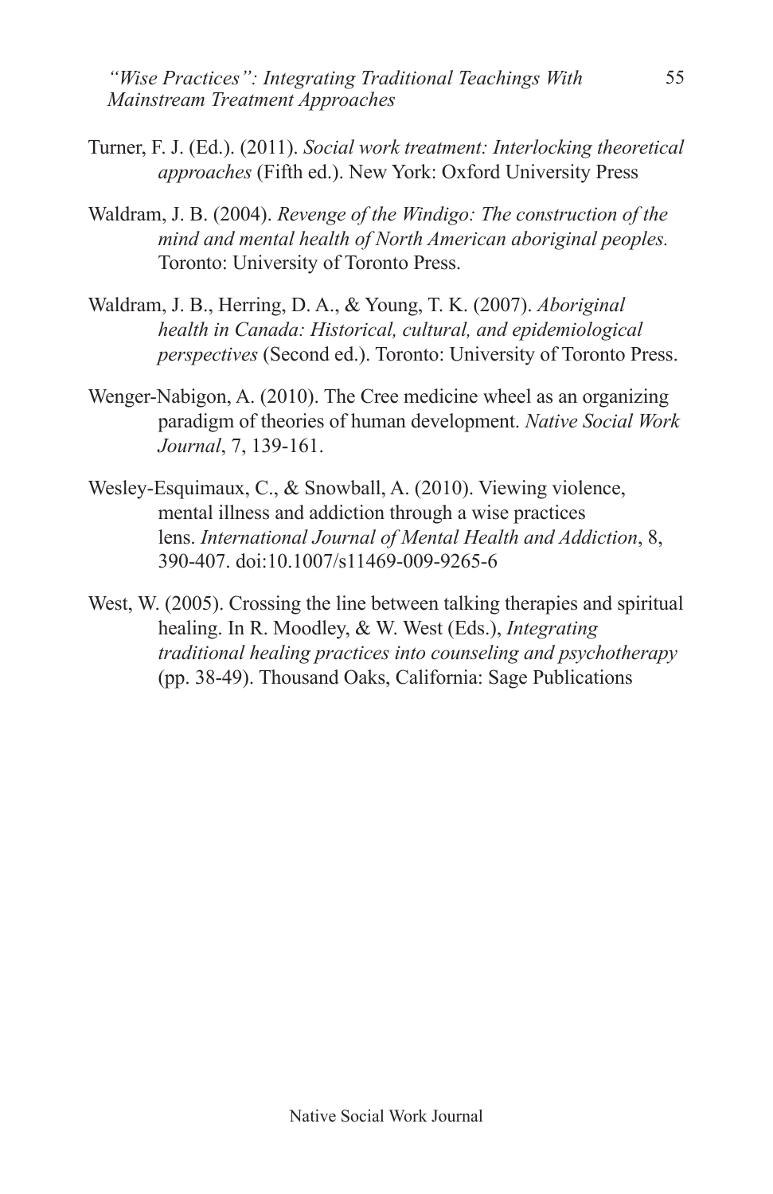Turner, F. J. (Ed.). (2011). *Social work treatment: Interlocking theoretical approaches* (Fifth ed.). New York: Oxford University Press

Waldram, J. B. (2004). *Revenge of the Windigo: The construction of the mind and mental health of North American aboriginal peoples.* Toronto: University of Toronto Press.

Waldram, J. B., Herring, D. A., & Young, T. K. (2007). *Aboriginal health in Canada: Historical, cultural, and epidemiological perspectives* (Second ed.). Toronto: University of Toronto Press.

Wenger-Nabigon, A. (2010). The Cree medicine wheel as an organizing paradigm of theories of human development. *Native Social Work Journal*, 7, 139-161.

Wesley-Esquimaux, C., & Snowball, A. (2010). Viewing violence, mental illness and addiction through a wise practices lens. *International Journal of Mental Health and Addiction*, 8, 390-407. doi:10.1007/s11469-009-9265-6

West, W. (2005). Crossing the line between talking therapies and spiritual healing. In R. Moodley, & W. West (Eds.), *Integrating traditional healing practices into counseling and psychotherapy* (pp. 38-49). Thousand Oaks, California: Sage Publications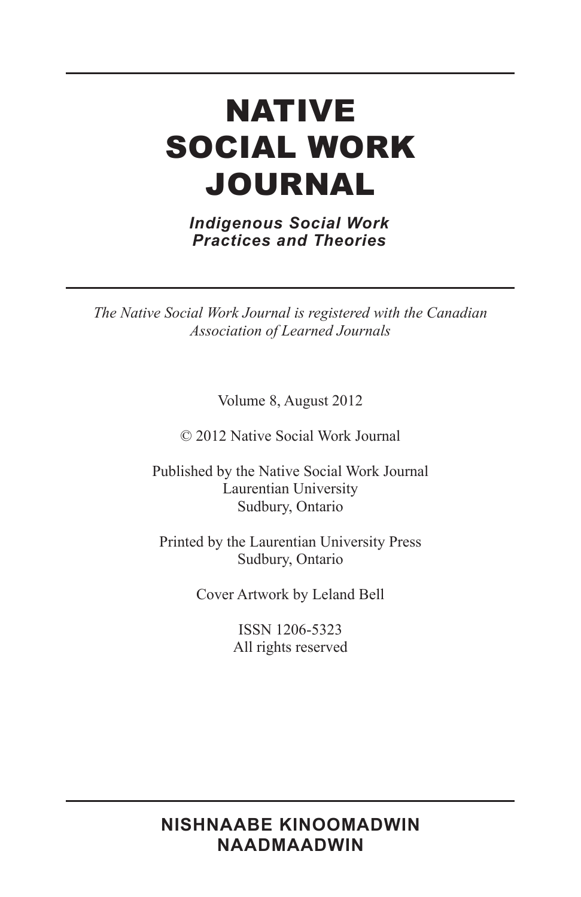# NATIVE SOCIAL WORK JOURNAL

***Indigenous Social Work Practices and Theories***

*The Native Social Work Journal is registered with the Canadian Association of Learned Journals*

Volume 8, August 2012

© 2012 Native Social Work Journal

Published by the Native Social Work Journal
Laurentian University
Sudbury, Ontario

Printed by the Laurentian University Press
Sudbury, Ontario

Cover Artwork by Leland Bell

ISSN 1206-5323
All rights reserved

**NISHNAABE KINOOMADWIN NAADMAADWIN**